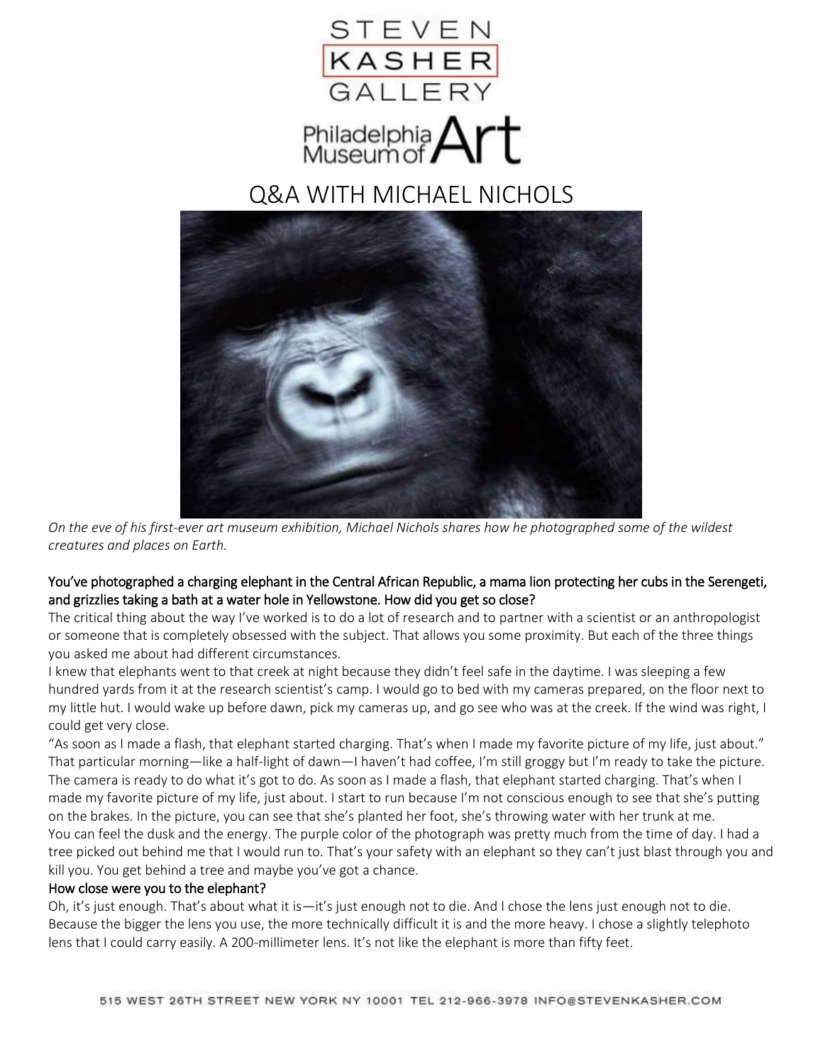STEVEN KASHER GALLERY

Philadelphia Museum of Art

# Q&A WITH MICHAEL NICHOLS

*On the eve of his first-ever art museum exhibition, Michael Nichols shares how he photographed some of the wildest creatures and places on Earth.*

**You've photographed a charging elephant in the Central African Republic, a mama lion protecting her cubs in the Serengeti, and grizzlies taking a bath at a water hole in Yellowstone. How did you get so close?**

The critical thing about the way I've worked is to do a lot of research and to partner with a scientist or an anthropologist or someone that is completely obsessed with the subject. That allows you some proximity. But each of the three things you asked me about had different circumstances.

I knew that elephants went to that creek at night because they didn't feel safe in the daytime. I was sleeping a few hundred yards from it at the research scientist's camp. I would go to bed with my cameras prepared, on the floor next to my little hut. I would wake up before dawn, pick my cameras up, and go see who was at the creek. If the wind was right, I could get very close.

"As soon as I made a flash, that elephant started charging. That's when I made my favorite picture of my life, just about."

That particular morning—like a half-light of dawn—I haven't had coffee, I'm still groggy but I'm ready to take the picture. The camera is ready to do what it's got to do. As soon as I made a flash, that elephant started charging. That's when I made my favorite picture of my life, just about. I start to run because I'm not conscious enough to see that she's putting on the brakes. In the picture, you can see that she's planted her foot, she's throwing water with her trunk at me.

You can feel the dusk and the energy. The purple color of the photograph was pretty much from the time of day. I had a tree picked out behind me that I would run to. That's your safety with an elephant so they can't just blast through you and kill you. You get behind a tree and maybe you've got a chance.

**How close were you to the elephant?**

Oh, it's just enough. That's about what it is—it's just enough not to die. And I chose the lens just enough not to die. Because the bigger the lens you use, the more technically difficult it is and the more heavy. I chose a slightly telephoto lens that I could carry easily. A 200-millimeter lens. It's not like the elephant is more than fifty feet.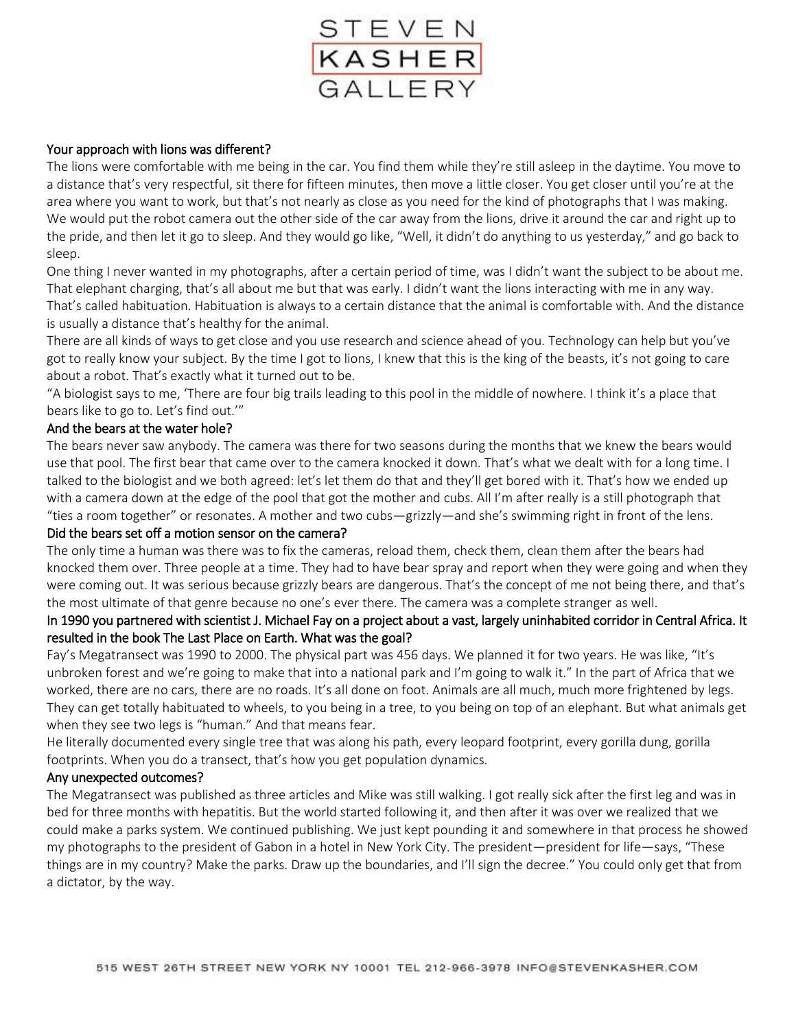**Your approach with lions was different?**

The lions were comfortable with me being in the car. You find them while they're still asleep in the daytime. You move to a distance that's very respectful, sit there for fifteen minutes, then move a little closer. You get closer until you're at the area where you want to work, but that's not nearly as close as you need for the kind of photographs that I was making. We would put the robot camera out the other side of the car away from the lions, drive it around the car and right up to the pride, and then let it go to sleep. And they would go like, "Well, it didn't do anything to us yesterday," and go back to sleep.

One thing I never wanted in my photographs, after a certain period of time, was I didn't want the subject to be about me. That elephant charging, that's all about me but that was early. I didn't want the lions interacting with me in any way. That's called habituation. Habituation is always to a certain distance that the animal is comfortable with. And the distance is usually a distance that's healthy for the animal.

There are all kinds of ways to get close and you use research and science ahead of you. Technology can help but you've got to really know your subject. By the time I got to lions, I knew that this is the king of the beasts, it's not going to care about a robot. That's exactly what it turned out to be.

"A biologist says to me, 'There are four big trails leading to this pool in the middle of nowhere. I think it's a place that bears like to go to. Let's find out.'"

**And the bears at the water hole?**

The bears never saw anybody. The camera was there for two seasons during the months that we knew the bears would use that pool. The first bear that came over to the camera knocked it down. That's what we dealt with for a long time. I talked to the biologist and we both agreed: let's let them do that and they'll get bored with it. That's how we ended up with a camera down at the edge of the pool that got the mother and cubs. All I'm after really is a still photograph that "ties a room together" or resonates. A mother and two cubs—grizzly—and she's swimming right in front of the lens.

**Did the bears set off a motion sensor on the camera?**

The only time a human was there was to fix the cameras, reload them, check them, clean them after the bears had knocked them over. Three people at a time. They had to have bear spray and report when they were going and when they were coming out. It was serious because grizzly bears are dangerous. That's the concept of me not being there, and that's the most ultimate of that genre because no one's ever there. The camera was a complete stranger as well.

**In 1990 you partnered with scientist J. Michael Fay on a project about a vast, largely uninhabited corridor in Central Africa. It resulted in the book The Last Place on Earth. What was the goal?**

Fay's Megatransect was 1990 to 2000. The physical part was 456 days. We planned it for two years. He was like, "It's unbroken forest and we're going to make that into a national park and I'm going to walk it." In the part of Africa that we worked, there are no cars, there are no roads. It's all done on foot. Animals are all much, much more frightened by legs. They can get totally habituated to wheels, to you being in a tree, to you being on top of an elephant. But what animals get when they see two legs is "human." And that means fear.

He literally documented every single tree that was along his path, every leopard footprint, every gorilla dung, gorilla footprints. When you do a transect, that's how you get population dynamics.

**Any unexpected outcomes?**

The Megatransect was published as three articles and Mike was still walking. I got really sick after the first leg and was in bed for three months with hepatitis. But the world started following it, and then after it was over we realized that we could make a parks system. We continued publishing. We just kept pounding it and somewhere in that process he showed my photographs to the president of Gabon in a hotel in New York City. The president—president for life—says, "These things are in my country? Make the parks. Draw up the boundaries, and I'll sign the decree." You could only get that from a dictator, by the way.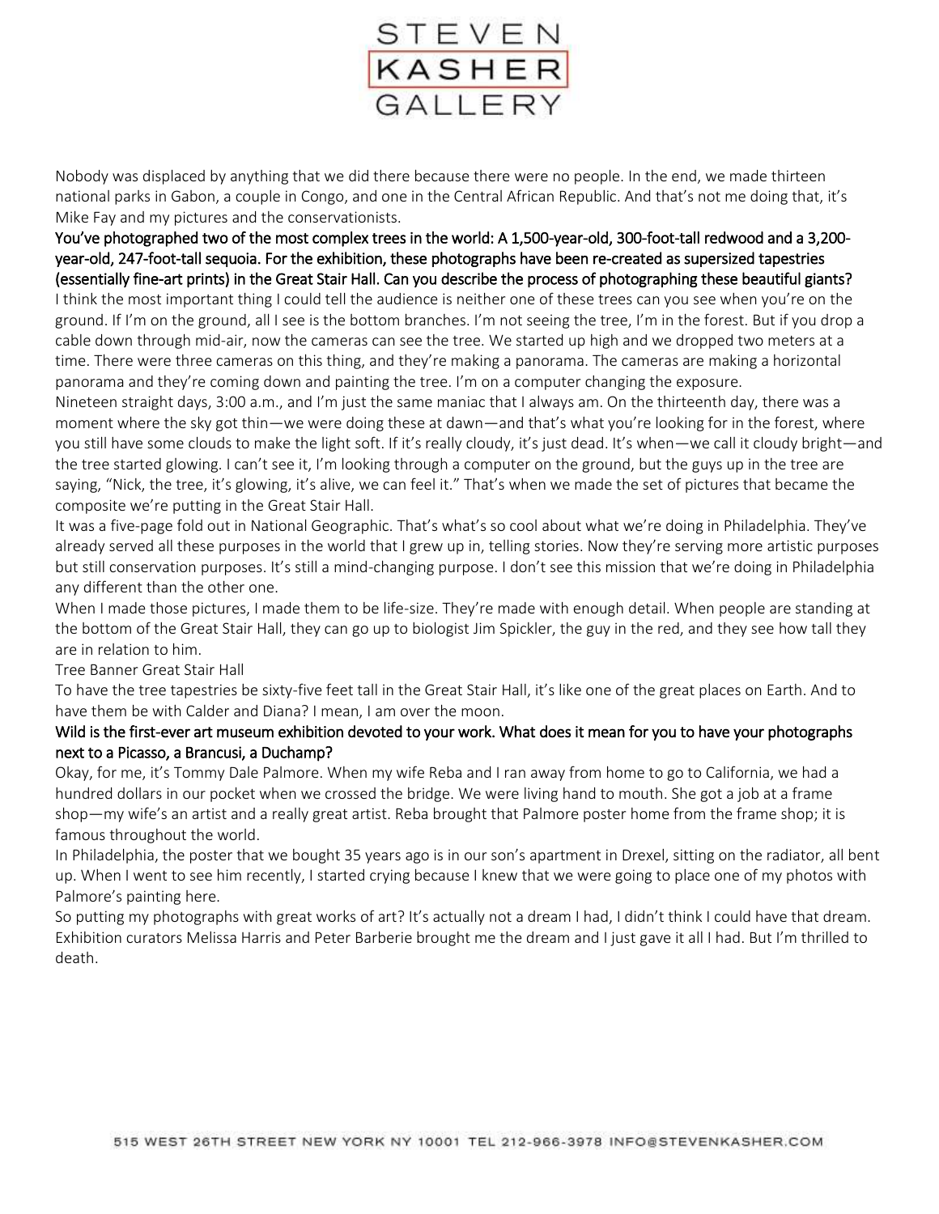Nobody was displaced by anything that we did there because there were no people. In the end, we made thirteen national parks in Gabon, a couple in Congo, and one in the Central African Republic. And that's not me doing that, it's Mike Fay and my pictures and the conservationists.

**You've photographed two of the most complex trees in the world: A 1,500-year-old, 300-foot-tall redwood and a 3,200-year-old, 247-foot-tall sequoia. For the exhibition, these photographs have been re-created as supersized tapestries (essentially fine-art prints) in the Great Stair Hall. Can you describe the process of photographing these beautiful giants?**

I think the most important thing I could tell the audience is neither one of these trees can you see when you're on the ground. If I'm on the ground, all I see is the bottom branches. I'm not seeing the tree, I'm in the forest. But if you drop a cable down through mid-air, now the cameras can see the tree. We started up high and we dropped two meters at a time. There were three cameras on this thing, and they're making a panorama. The cameras are making a horizontal panorama and they're coming down and painting the tree. I'm on a computer changing the exposure.

Nineteen straight days, 3:00 a.m., and I'm just the same maniac that I always am. On the thirteenth day, there was a moment where the sky got thin—we were doing these at dawn—and that's what you're looking for in the forest, where you still have some clouds to make the light soft. If it's really cloudy, it's just dead. It's when—we call it cloudy bright—and the tree started glowing. I can't see it, I'm looking through a computer on the ground, but the guys up in the tree are saying, "Nick, the tree, it's glowing, it's alive, we can feel it." That's when we made the set of pictures that became the composite we're putting in the Great Stair Hall.

It was a five-page fold out in National Geographic. That's what's so cool about what we're doing in Philadelphia. They've already served all these purposes in the world that I grew up in, telling stories. Now they're serving more artistic purposes but still conservation purposes. It's still a mind-changing purpose. I don't see this mission that we're doing in Philadelphia any different than the other one.

When I made those pictures, I made them to be life-size. They're made with enough detail. When people are standing at the bottom of the Great Stair Hall, they can go up to biologist Jim Spickler, the guy in the red, and they see how tall they are in relation to him.

Tree Banner Great Stair Hall

To have the tree tapestries be sixty-five feet tall in the Great Stair Hall, it's like one of the great places on Earth. And to have them be with Calder and Diana? I mean, I am over the moon.

**Wild is the first-ever art museum exhibition devoted to your work. What does it mean for you to have your photographs next to a Picasso, a Brancusi, a Duchamp?**

Okay, for me, it's Tommy Dale Palmore. When my wife Reba and I ran away from home to go to California, we had a hundred dollars in our pocket when we crossed the bridge. We were living hand to mouth. She got a job at a frame shop—my wife's an artist and a really great artist. Reba brought that Palmore poster home from the frame shop; it is famous throughout the world.

In Philadelphia, the poster that we bought 35 years ago is in our son's apartment in Drexel, sitting on the radiator, all bent up. When I went to see him recently, I started crying because I knew that we were going to place one of my photos with Palmore's painting here.

So putting my photographs with great works of art? It's actually not a dream I had, I didn't think I could have that dream. Exhibition curators Melissa Harris and Peter Barberie brought me the dream and I just gave it all I had. But I'm thrilled to death.